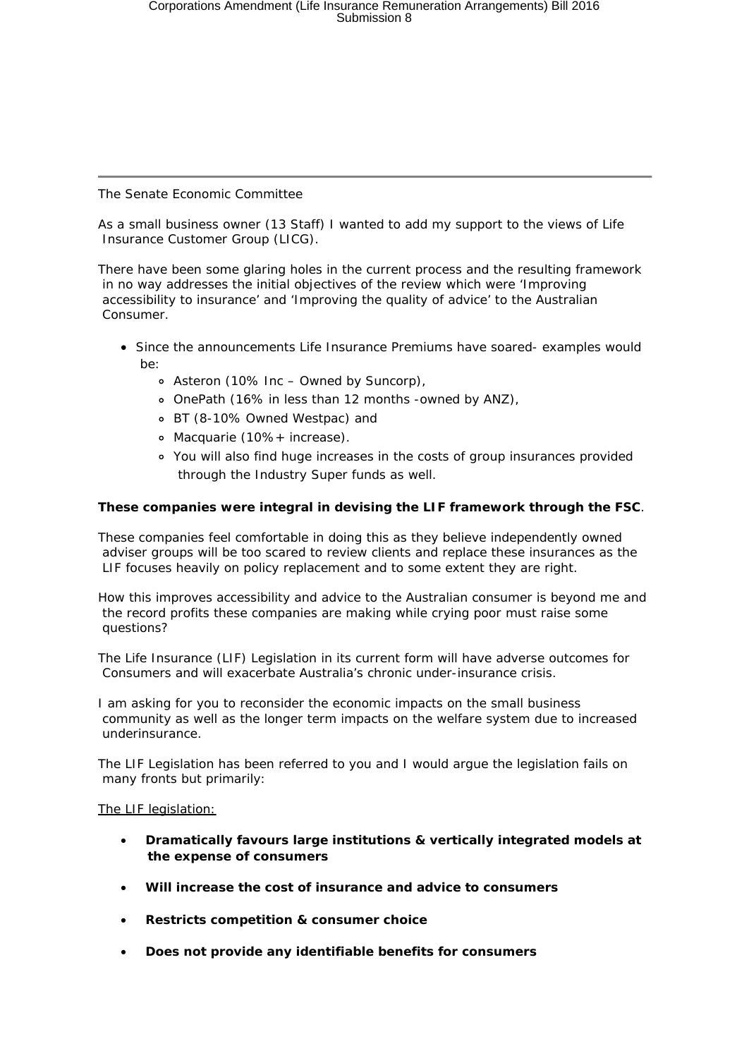The Senate Economic Committee

As a small business owner (13 Staff) I wanted to add my support to the views of Life Insurance Customer Group (LICG).

There have been some glaring holes in the current process and the resulting framework in no way addresses the initial objectives of the review which were 'Improving accessibility to insurance' and 'Improving the quality of advice' to the Australian Consumer.

- Since the announcements Life Insurance Premiums have soared- examples would be:
  - Asteron (10% Inc – Owned by Suncorp),
  - OnePath (16% in less than 12 months -owned by ANZ),
  - BT (8-10% Owned Westpac) and
  - Macquarie (10%+ increase).
  - You will also find huge increases in the costs of group insurances provided through the Industry Super funds as well.

**These companies were integral in devising the LIF framework through the FSC**.

These companies feel comfortable in doing this as they believe independently owned adviser groups will be too scared to review clients and replace these insurances as the LIF focuses heavily on policy replacement and to some extent they are right.

How this improves accessibility and advice to the Australian consumer is beyond me and the record profits these companies are making while crying poor must raise some questions?

The Life Insurance (LIF) Legislation in its current form will have adverse outcomes for Consumers and will exacerbate Australia's chronic under-insurance crisis.

I am asking for you to reconsider the economic impacts on the small business community as well as the longer term impacts on the welfare system due to increased underinsurance.

The LIF Legislation has been referred to you and I would argue the legislation fails on many fronts but primarily:

<u>The LIF legislation:</u>

- **Dramatically favours large institutions & vertically integrated models at the expense of consumers**
- **Will increase the cost of insurance and advice to consumers**
- **Restricts competition & consumer choice**
- **Does not provide any identifiable benefits for consumers**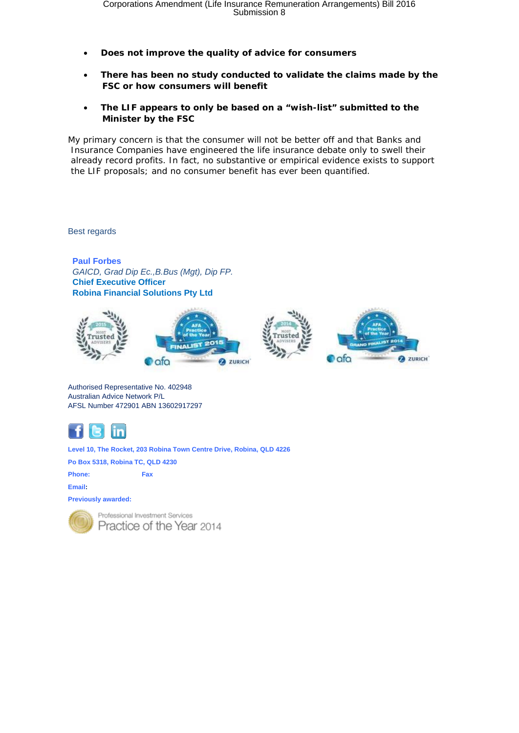- **Does not improve the quality of advice for consumers**
- **There has been no study conducted to validate the claims made by the FSC or how consumers will benefit**
- **The LIF appears to only be based on a "wish-list" submitted to the Minister by the FSC**

My primary concern is that the consumer will not be better off and that Banks and Insurance Companies have engineered the life insurance debate only to swell their already record profits. In fact, no substantive or empirical evidence exists to support the LIF proposals; and no consumer benefit has ever been quantified.

Best regards

**Paul Forbes**
*GAICD, Grad Dip Ec.,B.Bus (Mgt), Dip FP.*
**Chief Executive Officer**
**Robina Financial Solutions Pty Ltd**

Authorised Representative No. 402948
Australian Advice Network P/L
AFSL Number 472901 ABN 13602917297

**Level 10, The Rocket, 203 Robina Town Centre Drive, Robina, QLD 4226**

**Po Box 5318, Robina TC, QLD 4230**

**Phone:** **Fax**

**Email:**

**Previously awarded:**

Professional Investment Services
Practice of the Year 2014